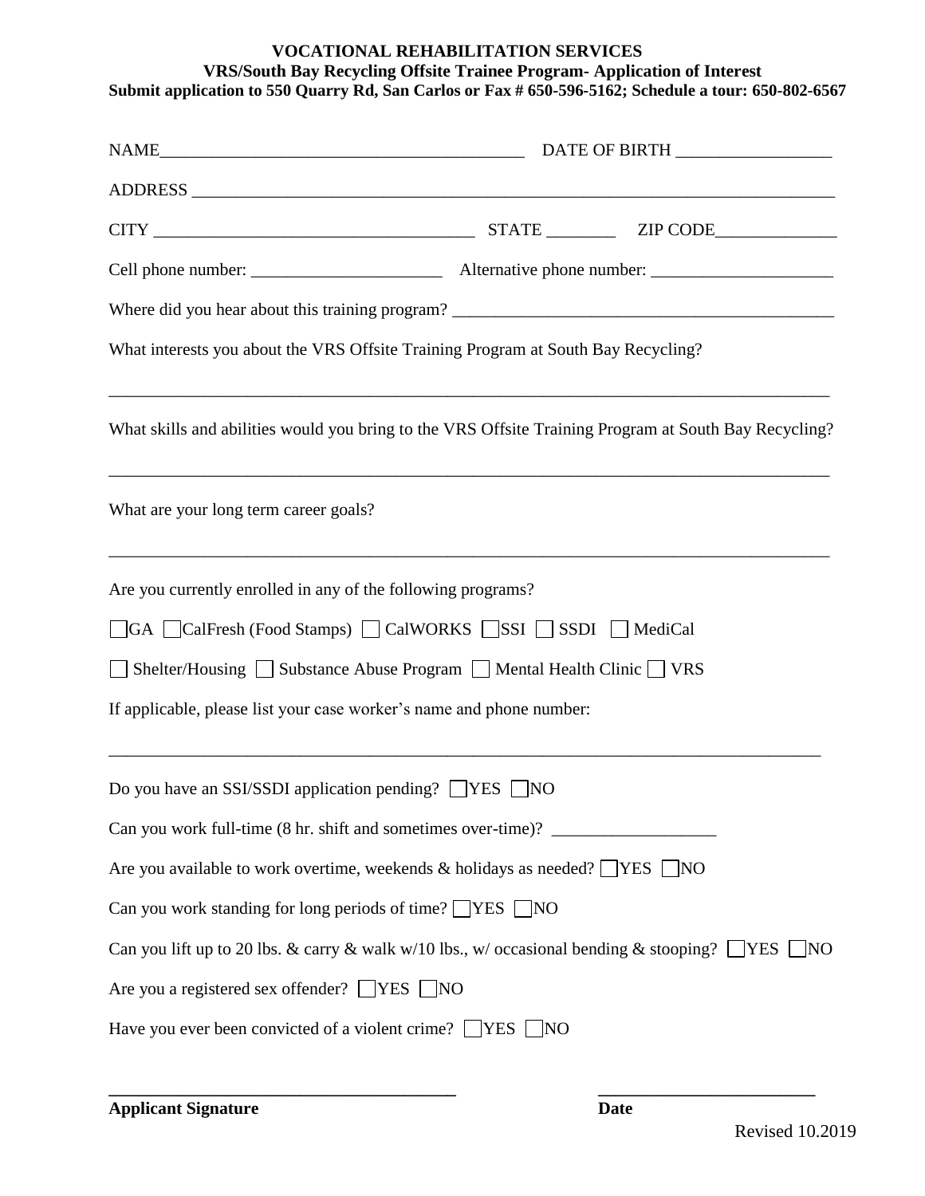**VOCATIONAL REHABILITATION SERVICES**
**VRS/South Bay Recycling Offsite Trainee Program- Application of Interest**
**Submit application to 550 Quarry Rd, San Carlos or Fax # 650-596-5162; Schedule a tour: 650-802-6567**

NAME__________________________________________ DATE OF BIRTH __________________

ADDRESS ______________________________________________________________________________

CITY _____________________________________ STATE ________ ZIP CODE______________

Cell phone number: ______________________ Alternative phone number: _____________________

Where did you hear about this training program? ____________________________________________

What interests you about the VRS Offsite Training Program at South Bay Recycling?

_____________________________________________________________________________________

What skills and abilities would you bring to the VRS Offsite Training Program at South Bay Recycling?

_____________________________________________________________________________________

What are your long term career goals?

_____________________________________________________________________________________

Are you currently enrolled in any of the following programs?

☐ GA ☐ CalFresh (Food Stamps) ☐ CalWORKS ☐ SSI ☐ SSDI ☐ MediCal

☐ Shelter/Housing ☐ Substance Abuse Program ☐ Mental Health Clinic ☐ VRS

If applicable, please list your case worker's name and phone number:

_____________________________________________________________________________________

Do you have an SSI/SSDI application pending? ☐ YES ☐ NO

Can you work full-time (8 hr. shift and sometimes over-time)? ___________________

Are you available to work overtime, weekends & holidays as needed? ☐ YES ☐ NO

Can you work standing for long periods of time? ☐ YES ☐ NO

Can you lift up to 20 lbs. & carry & walk w/10 lbs., w/ occasional bending & stooping? ☐ YES ☐ NO

Are you a registered sex offender? ☐ YES ☐ NO

Have you ever been convicted of a violent crime? ☐ YES ☐ NO

**________________________________________** **_________________________**

**Applicant Signature** **Date**

Revised 10.2019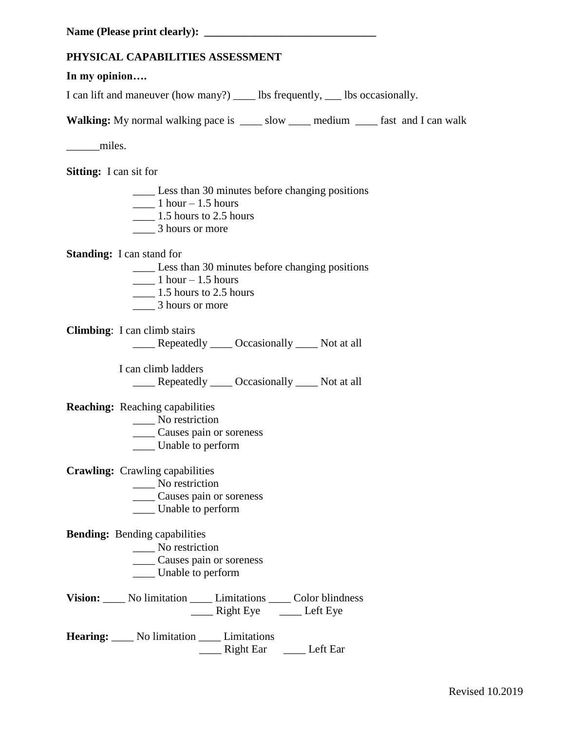**Name (Please print clearly): _______________________________**

**PHYSICAL CAPABILITIES ASSESSMENT**

**In my opinion….**

I can lift and maneuver (how many?) ____ lbs frequently, ___ lbs occasionally.

**Walking:** My normal walking pace is ____ slow ____ medium ____ fast and I can walk ______miles.

**Sitting:** I can sit for

- ____ Less than 30 minutes before changing positions
- ____ 1 hour – 1.5 hours
- ____ 1.5 hours to 2.5 hours
- ____ 3 hours or more

**Standing:** I can stand for

- ____ Less than 30 minutes before changing positions
- ____ 1 hour – 1.5 hours
- ____ 1.5 hours to 2.5 hours
- ____ 3 hours or more

**Climbing**: I can climb stairs

____ Repeatedly ____ Occasionally ____ Not at all

I can climb ladders

____ Repeatedly ____ Occasionally ____ Not at all

**Reaching:** Reaching capabilities

- ____ No restriction
- ____ Causes pain or soreness
- ____ Unable to perform

**Crawling:** Crawling capabilities

- ____ No restriction
- ____ Causes pain or soreness
- ____ Unable to perform

**Bending:** Bending capabilities

- ____ No restriction
- ____ Causes pain or soreness
- ____ Unable to perform

**Vision:** ____ No limitation ____ Limitations ____ Color blindness
____ Right Eye ____ Left Eye

**Hearing:** ____ No limitation ____ Limitations
____ Right Ear ____ Left Ear

Revised 10.2019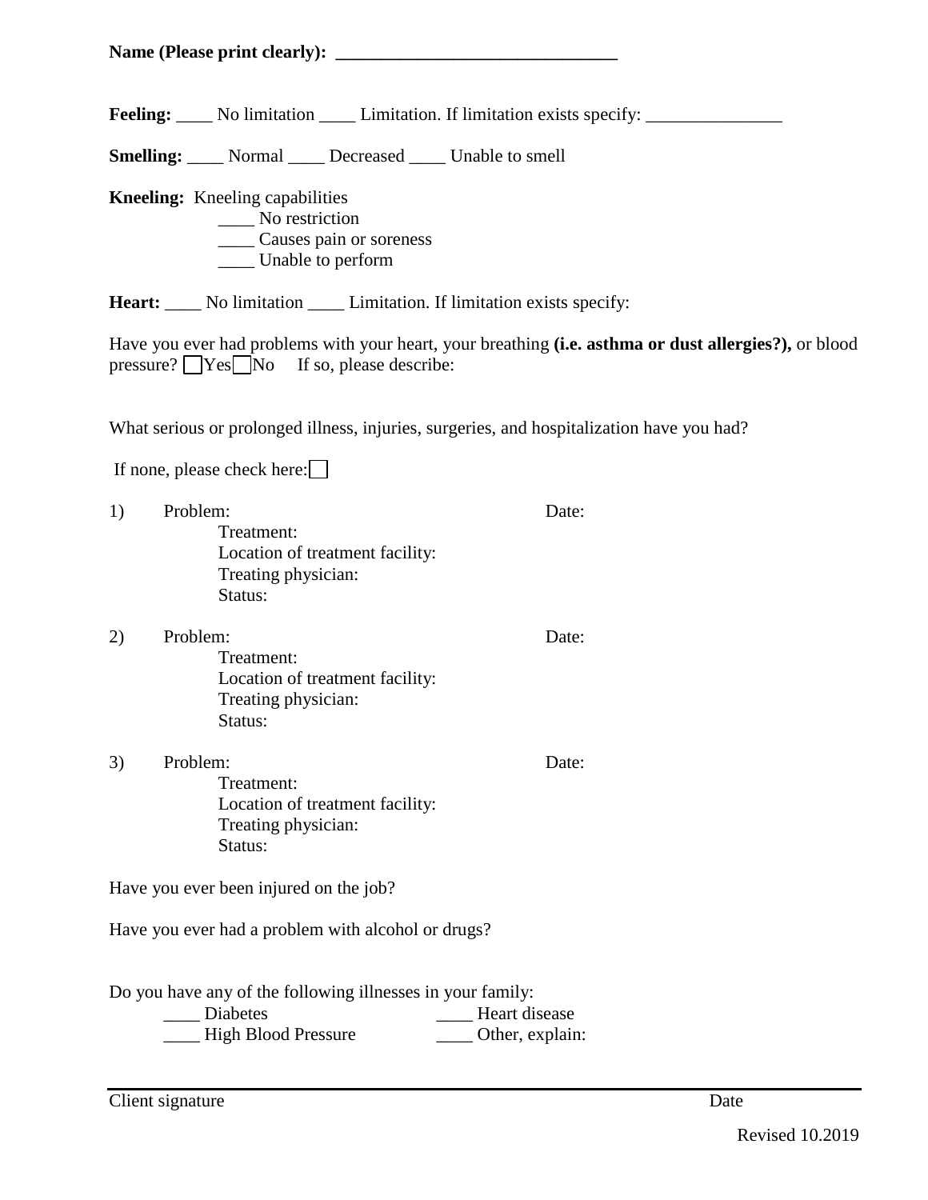**Name (Please print clearly): _______________________________**

**Feeling:** ____ No limitation ____ Limitation. If limitation exists specify: _______________

**Smelling:** ____ Normal ____ Decreased ____ Unable to smell

**Kneeling:** Kneeling capabilities

____ No restriction
____ Causes pain or soreness
____ Unable to perform

**Heart:** ____ No limitation ____ Limitation. If limitation exists specify:

Have you ever had problems with your heart, your breathing **(i.e. asthma or dust allergies?),** or blood pressure? ☐ Yes ☐ No If so, please describe:

What serious or prolonged illness, injuries, surgeries, and hospitalization have you had?

If none, please check here: ☐

1) Problem: Date:
Treatment:
Location of treatment facility:
Treating physician:
Status:

2) Problem: Date:
Treatment:
Location of treatment facility:
Treating physician:
Status:

3) Problem: Date:
Treatment:
Location of treatment facility:
Treating physician:
Status:

Have you ever been injured on the job?

Have you ever had a problem with alcohol or drugs?

Do you have any of the following illnesses in your family:

____ Diabetes ____ Heart disease
____ High Blood Pressure ____ Other, explain:

Client signature Date

Revised 10.2019